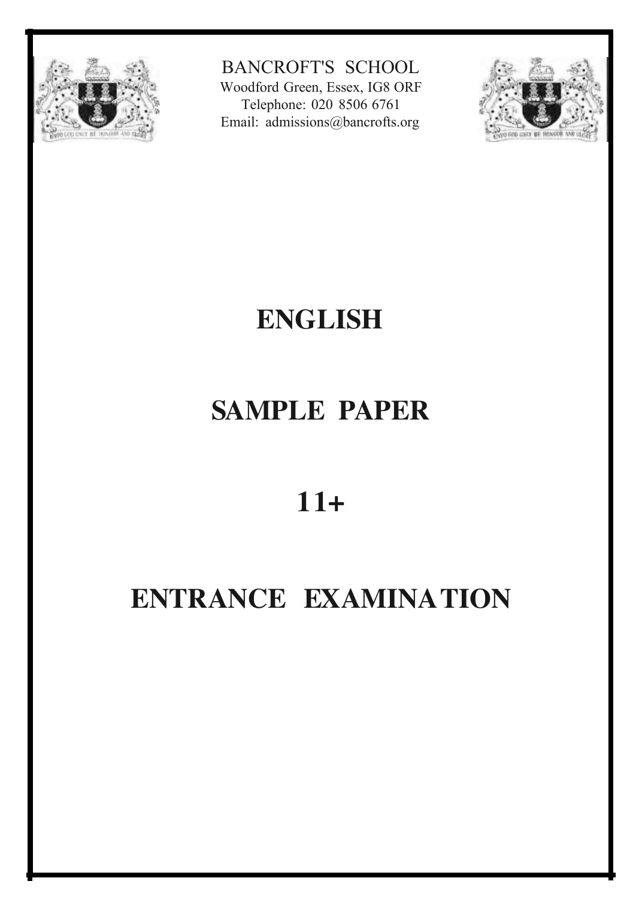BANCROFT'S SCHOOL
Woodford Green, Essex, IG8 ORF
Telephone: 020 8506 6761
Email: admissions@bancrofts.org

# ENGLISH

# SAMPLE PAPER

# 11+

# ENTRANCE EXAMINATION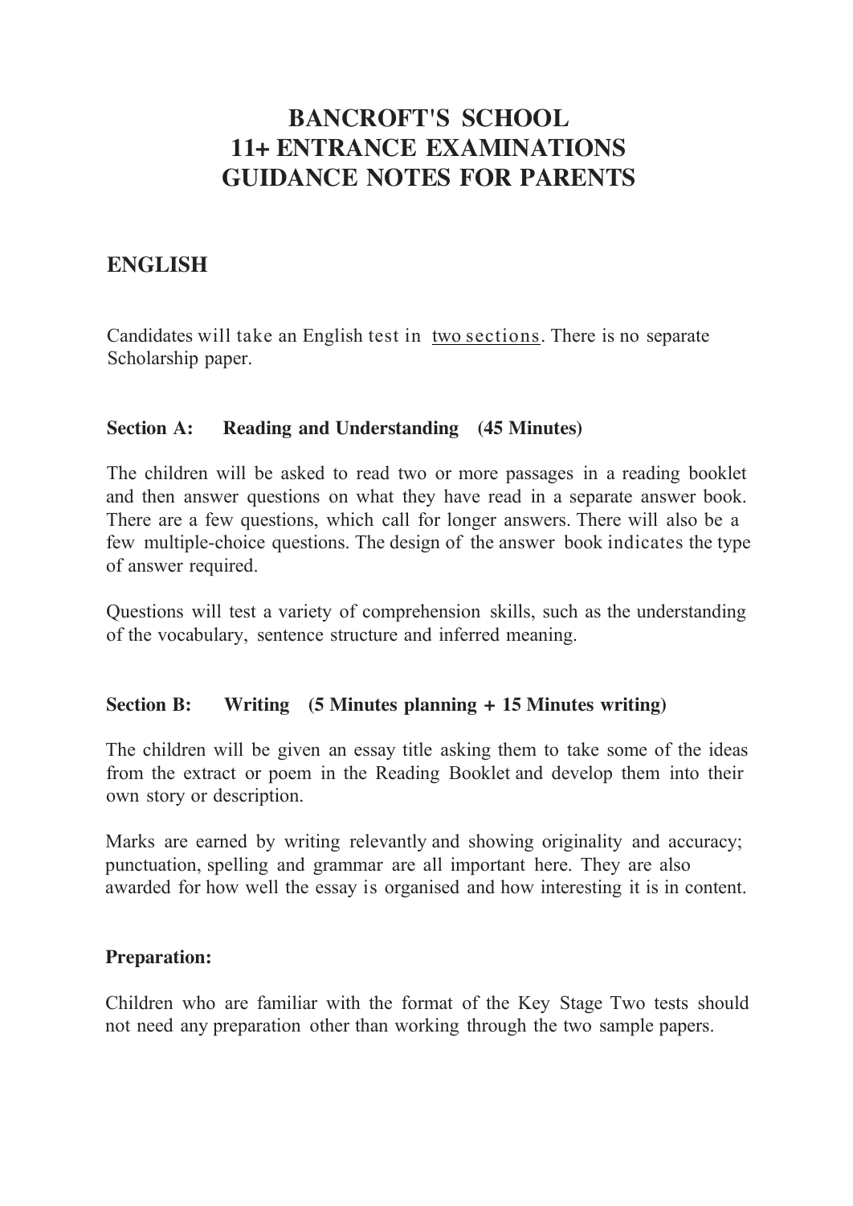# BANCROFT'S SCHOOL
# 11+ ENTRANCE EXAMINATIONS
# GUIDANCE NOTES FOR PARENTS

## ENGLISH

Candidates will take an English test in <u>two sections</u>. There is no separate Scholarship paper.

### Section A: Reading and Understanding (45 Minutes)

The children will be asked to read two or more passages in a reading booklet and then answer questions on what they have read in a separate answer book. There are a few questions, which call for longer answers. There will also be a few multiple-choice questions. The design of the answer book indicates the type of answer required.

Questions will test a variety of comprehension skills, such as the understanding of the vocabulary, sentence structure and inferred meaning.

### Section B: Writing (5 Minutes planning + 15 Minutes writing)

The children will be given an essay title asking them to take some of the ideas from the extract or poem in the Reading Booklet and develop them into their own story or description.

Marks are earned by writing relevantly and showing originality and accuracy; punctuation, spelling and grammar are all important here. They are also awarded for how well the essay is organised and how interesting it is in content.

### Preparation:

Children who are familiar with the format of the Key Stage Two tests should not need any preparation other than working through the two sample papers.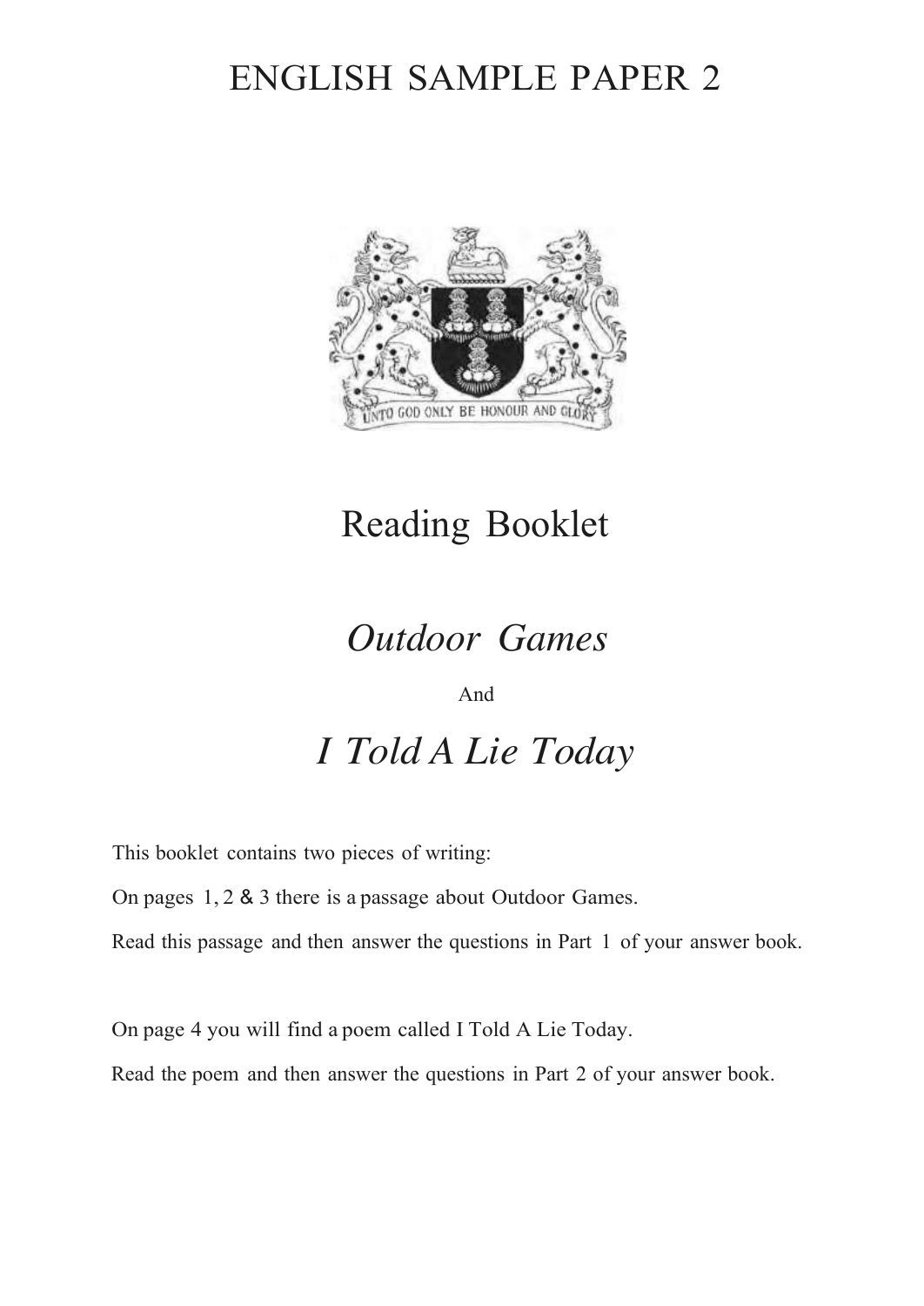# ENGLISH SAMPLE PAPER 2

UNTO GOD ONLY BE HONOUR AND GLORY

## Reading Booklet

## *Outdoor Games*

And

## *I Told A Lie Today*

This booklet contains two pieces of writing:

On pages 1, 2 & 3 there is a passage about Outdoor Games.

Read this passage and then answer the questions in Part 1 of your answer book.

On page 4 you will find a poem called I Told A Lie Today.

Read the poem and then answer the questions in Part 2 of your answer book.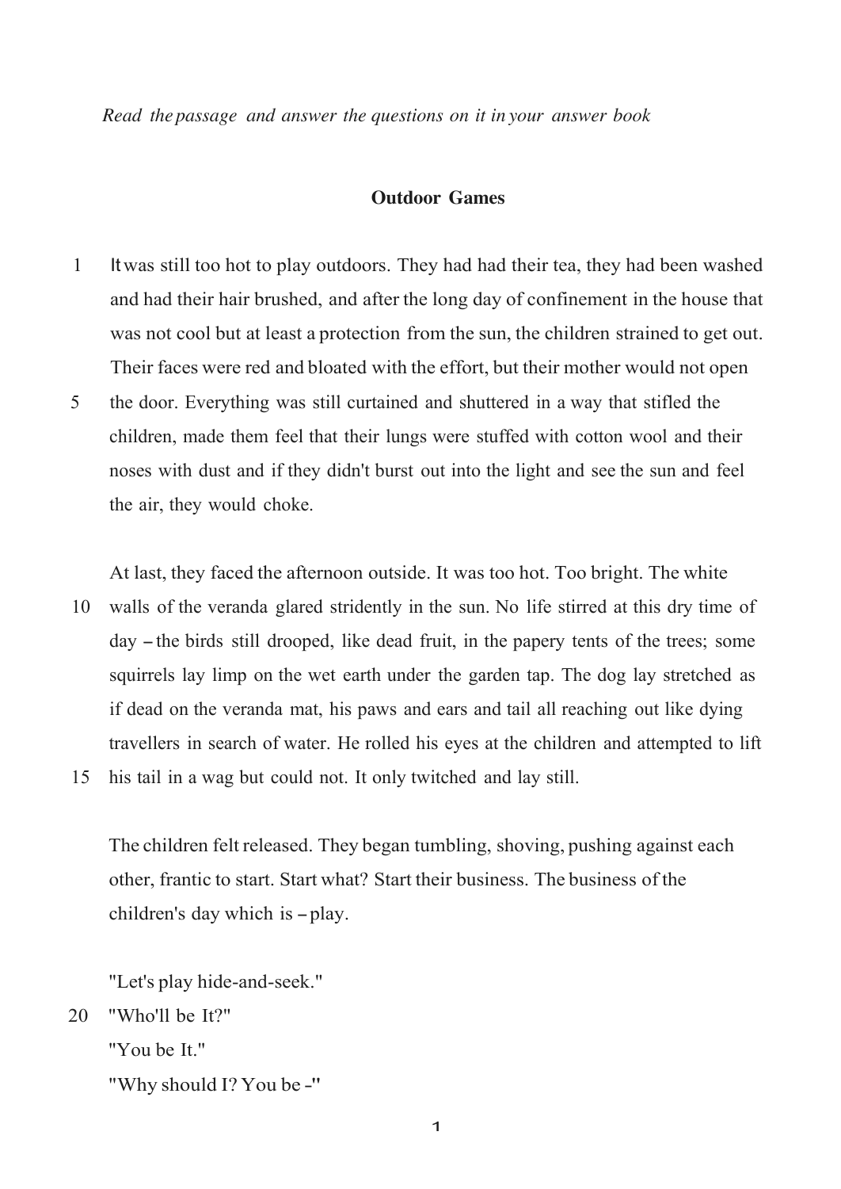*Read the passage and answer the questions on it in your answer book*

## Outdoor Games

1 It was still too hot to play outdoors. They had had their tea, they had been washed and had their hair brushed, and after the long day of confinement in the house that was not cool but at least a protection from the sun, the children strained to get out. Their faces were red and bloated with the effort, but their mother would not open 5 the door. Everything was still curtained and shuttered in a way that stifled the children, made them feel that their lungs were stuffed with cotton wool and their noses with dust and if they didn't burst out into the light and see the sun and feel the air, they would choke.

At last, they faced the afternoon outside. It was too hot. Too bright. The white 10 walls of the veranda glared stridently in the sun. No life stirred at this dry time of day – the birds still drooped, like dead fruit, in the papery tents of the trees; some squirrels lay limp on the wet earth under the garden tap. The dog lay stretched as if dead on the veranda mat, his paws and ears and tail all reaching out like dying travellers in search of water. He rolled his eyes at the children and attempted to lift 15 his tail in a wag but could not. It only twitched and lay still.

The children felt released. They began tumbling, shoving, pushing against each other, frantic to start. Start what? Start their business. The business of the children's day which is – play.

"Let's play hide-and-seek."

20 "Who'll be It?"

"You be It."

"Why should I? You be -"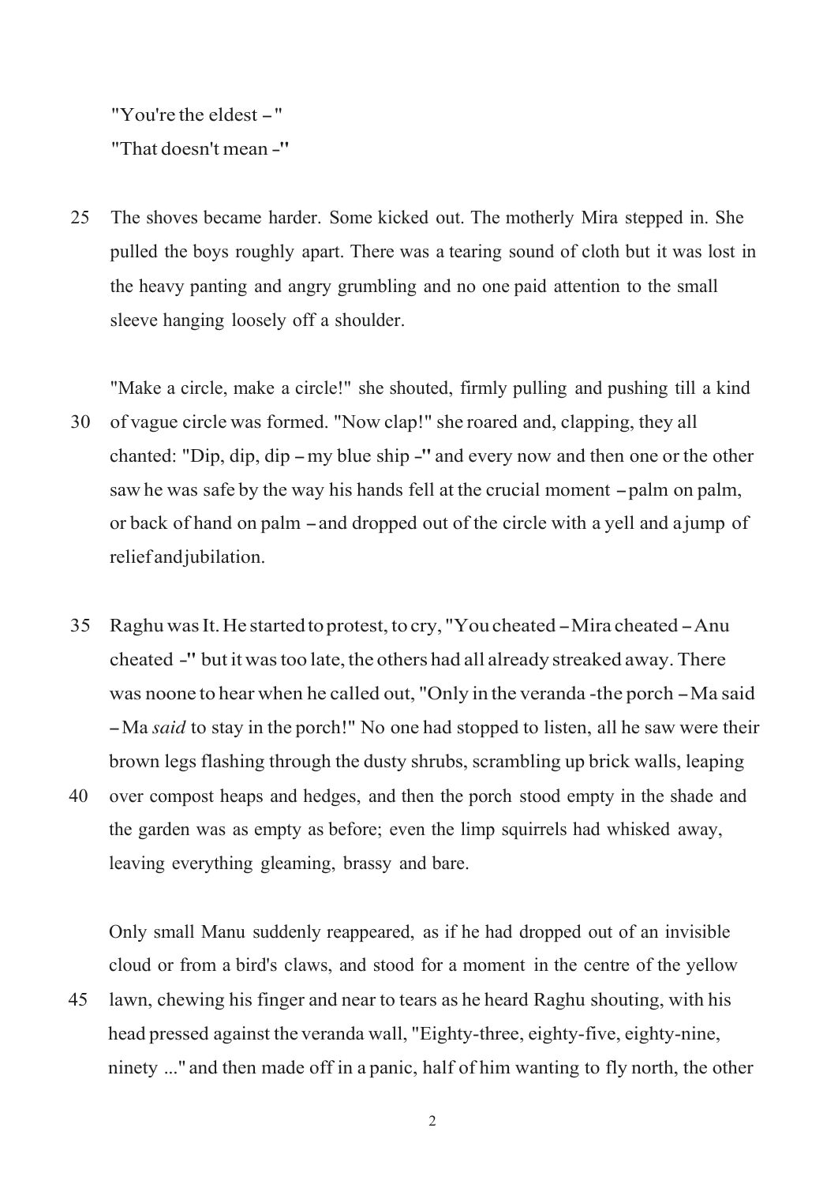"You're the eldest – "

"That doesn't mean -"

25 The shoves became harder. Some kicked out. The motherly Mira stepped in. She pulled the boys roughly apart. There was a tearing sound of cloth but it was lost in the heavy panting and angry grumbling and no one paid attention to the small sleeve hanging loosely off a shoulder.

"Make a circle, make a circle!" she shouted, firmly pulling and pushing till a kind
30 of vague circle was formed. "Now clap!" she roared and, clapping, they all chanted: "Dip, dip, dip – my blue ship -" and every now and then one or the other saw he was safe by the way his hands fell at the crucial moment – palm on palm, or back of hand on palm – and dropped out of the circle with a yell and a jump of relief and jubilation.

35 Raghu was It. He started to protest, to cry, "You cheated – Mira cheated – Anu cheated -" but it was too late, the others had all already streaked away. There was noone to hear when he called out, "Only in the veranda -the porch – Ma said – Ma *said* to stay in the porch!" No one had stopped to listen, all he saw were their brown legs flashing through the dusty shrubs, scrambling up brick walls, leaping
40 over compost heaps and hedges, and then the porch stood empty in the shade and the garden was as empty as before; even the limp squirrels had whisked away, leaving everything gleaming, brassy and bare.

Only small Manu suddenly reappeared, as if he had dropped out of an invisible cloud or from a bird's claws, and stood for a moment in the centre of the yellow
45 lawn, chewing his finger and near to tears as he heard Raghu shouting, with his head pressed against the veranda wall, "Eighty-three, eighty-five, eighty-nine, ninety ..." and then made off in a panic, half of him wanting to fly north, the other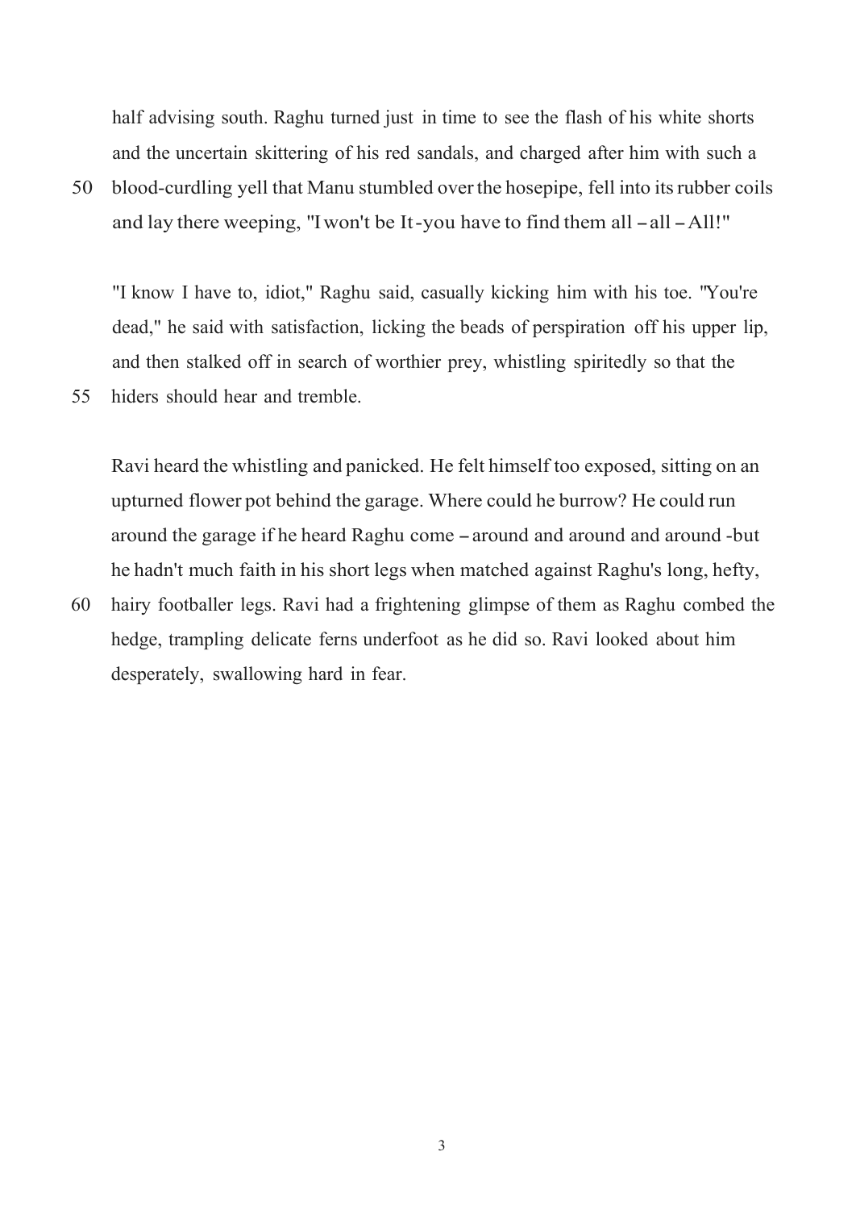half advising south. Raghu turned just in time to see the flash of his white shorts and the uncertain skittering of his red sandals, and charged after him with such a blood-curdling yell that Manu stumbled over the hosepipe, fell into its rubber coils and lay there weeping, "I won't be It-you have to find them all – all – All!"

"I know I have to, idiot," Raghu said, casually kicking him with his toe. "You're dead," he said with satisfaction, licking the beads of perspiration off his upper lip, and then stalked off in search of worthier prey, whistling spiritedly so that the hiders should hear and tremble.

Ravi heard the whistling and panicked. He felt himself too exposed, sitting on an upturned flower pot behind the garage. Where could he burrow? He could run around the garage if he heard Raghu come – around and around and around -but he hadn't much faith in his short legs when matched against Raghu's long, hefty, hairy footballer legs. Ravi had a frightening glimpse of them as Raghu combed the hedge, trampling delicate ferns underfoot as he did so. Ravi looked about him desperately, swallowing hard in fear.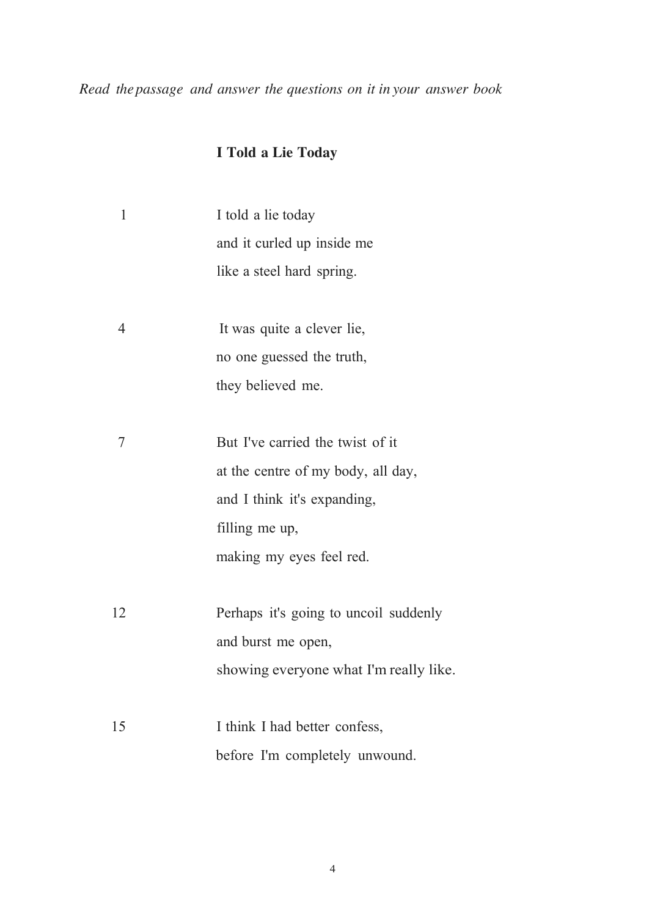*Read the passage and answer the questions on it in your answer book*

**I Told a Lie Today**

1 I told a lie today  
and it curled up inside me  
like a steel hard spring.

4 It was quite a clever lie,  
no one guessed the truth,  
they believed me.

7 But I've carried the twist of it  
at the centre of my body, all day,  
and I think it's expanding,  
filling me up,  
making my eyes feel red.

12 Perhaps it's going to uncoil suddenly  
and burst me open,  
showing everyone what I'm really like.

15 I think I had better confess,  
before I'm completely unwound.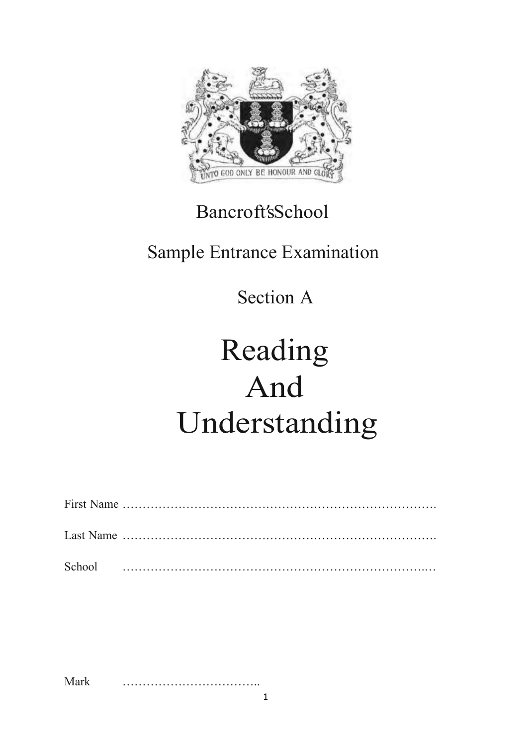Bancroft's School

Sample Entrance Examination

Section A

# Reading And Understanding

First Name ……………………………………………………………………….

Last Name ……………………………………………………………………….

School ……………………………………………………………………..…

Mark ……………………………..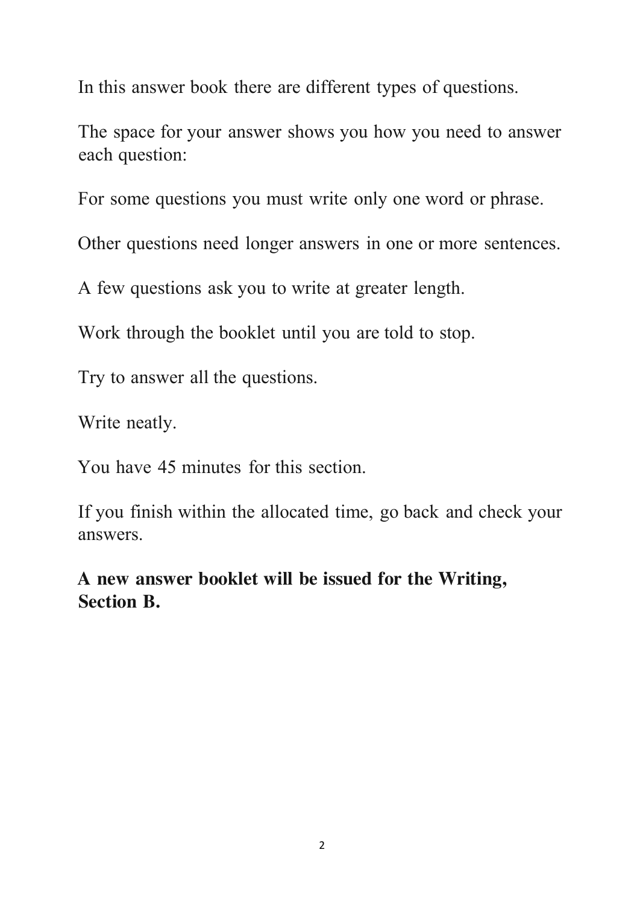In this answer book there are different types of questions.

The space for your answer shows you how you need to answer each question:

For some questions you must write only one word or phrase.

Other questions need longer answers in one or more sentences.

A few questions ask you to write at greater length.

Work through the booklet until you are told to stop.

Try to answer all the questions.

Write neatly.

You have 45 minutes for this section.

If you finish within the allocated time, go back and check your answers.

**A new answer booklet will be issued for the Writing, Section B.**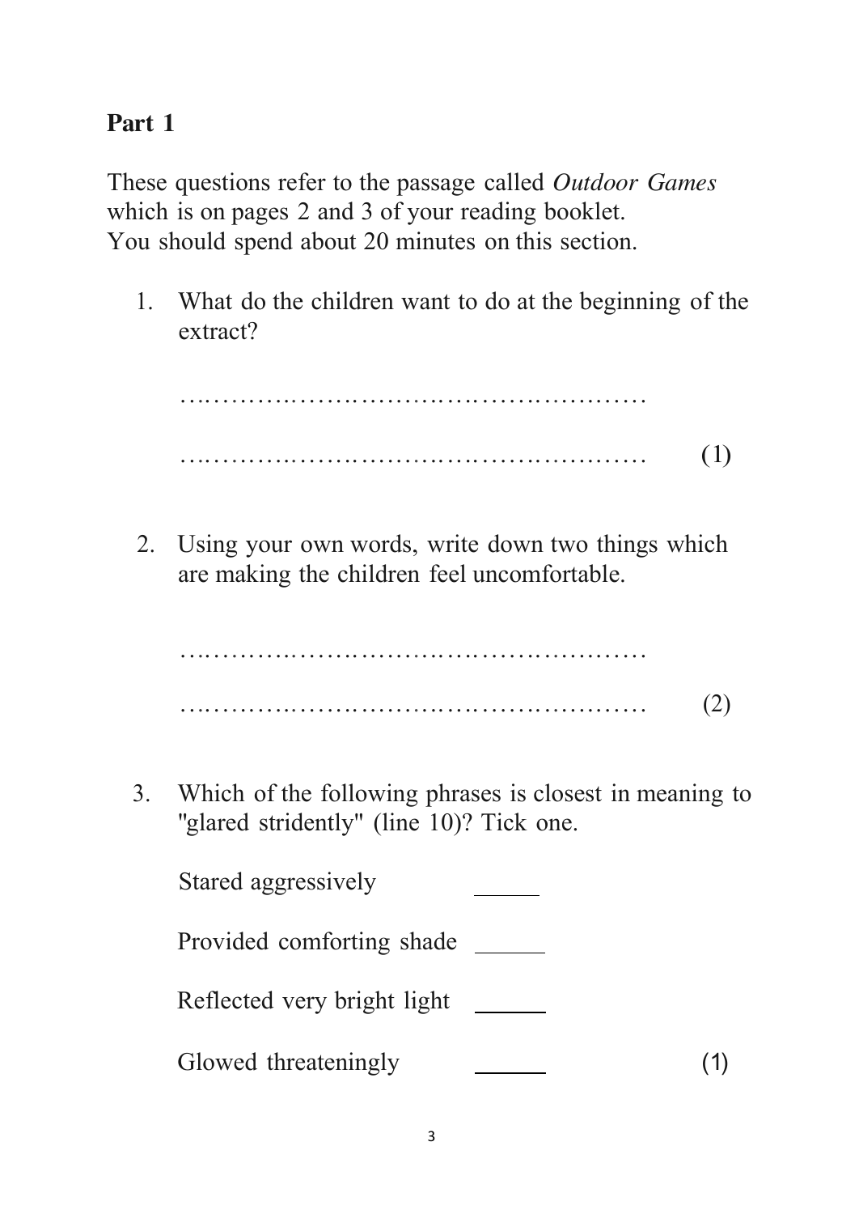## Part 1

These questions refer to the passage called *Outdoor Games* which is on pages 2 and 3 of your reading booklet.
You should spend about 20 minutes on this section.

1. What do the children want to do at the beginning of the extract?

   ………………………………………………

   ……………………………………………… (1)

2. Using your own words, write down two things which are making the children feel uncomfortable.

   ………………………………………………

   ……………………………………………… (2)

3. Which of the following phrases is closest in meaning to "glared stridently" (line 10)? Tick one.

   Stared aggressively ______

   Provided comforting shade ______

   Reflected very bright light ______

   Glowed threateningly ______ (1)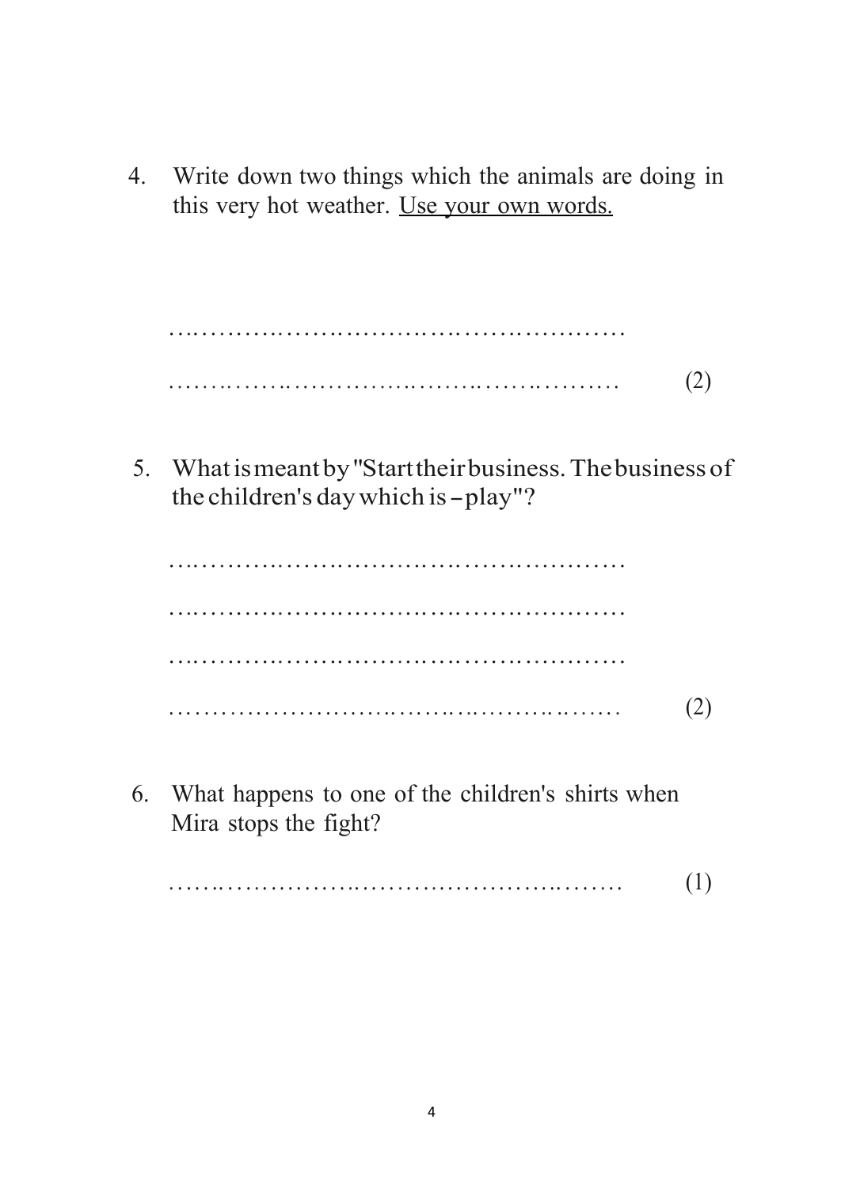4. Write down two things which the animals are doing in this very hot weather. <u>Use your own words.</u>

   ………………………………………………………

   ……………………………………………………… (2)

5. What is meant by "Start their business. The business of the children's day which is – play"?

   ………………………………………………………

   ………………………………………………………

   ………………………………………………………

   ……………………………………………………… (2)

6. What happens to one of the children's shirts when Mira stops the fight?

   ……………………………………………………… (1)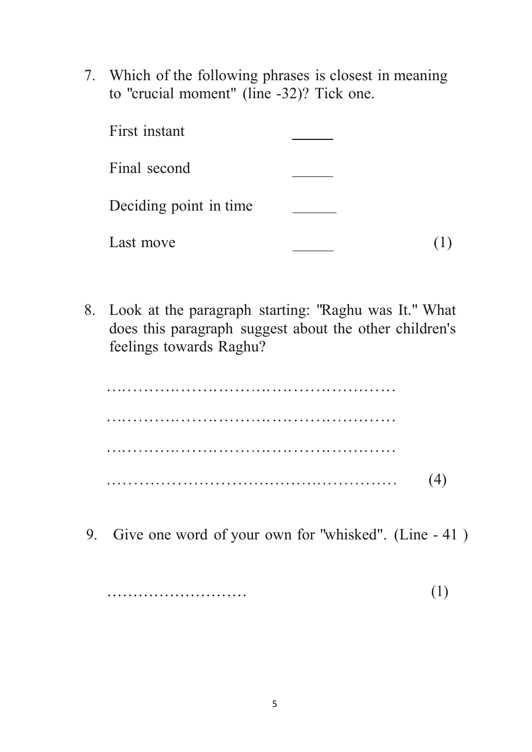7. Which of the following phrases is closest in meaning to "crucial moment" (line -32)? Tick one.

   First instant ______

   Final second ______

   Deciding point in time ______

   Last move ______ (1)

8. Look at the paragraph starting: "Raghu was It." What does this paragraph suggest about the other children's feelings towards Raghu?

   ………………………………………………

   ………………………………………………

   ………………………………………………

   ……………………………………………… (4)

9. Give one word of your own for "whisked". (Line - 41 )

   ……………………… (1)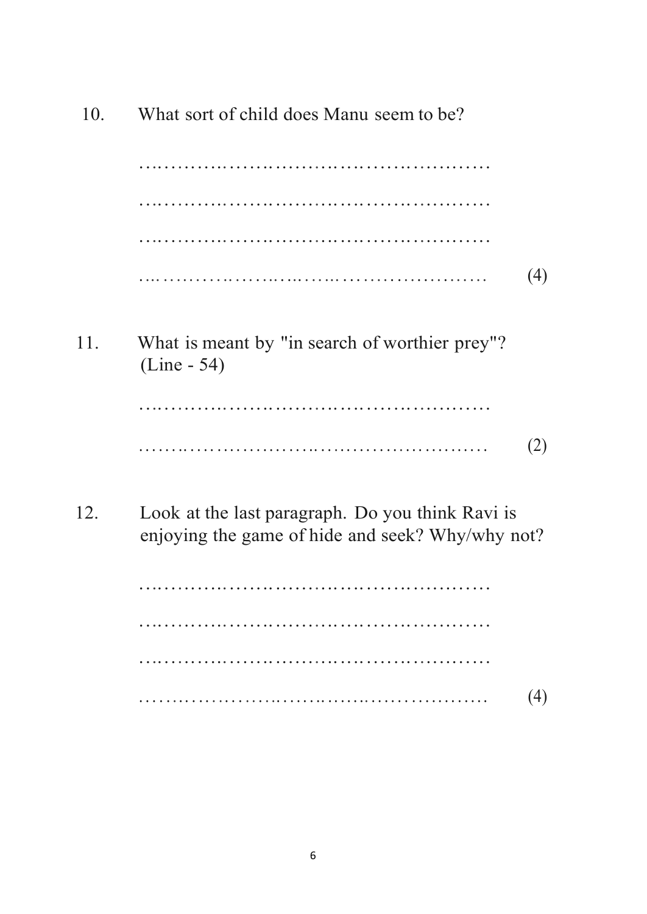10. What sort of child does Manu seem to be?

……………………………………………………

……………………………………………………

……………………………………………………

…………………………………………………… (4)

11. What is meant by "in search of worthier prey"? (Line - 54)

……………………………………………………

…………………………………………………… (2)

12. Look at the last paragraph. Do you think Ravi is enjoying the game of hide and seek? Why/why not?

……………………………………………………

……………………………………………………

……………………………………………………

…………………………………………………… (4)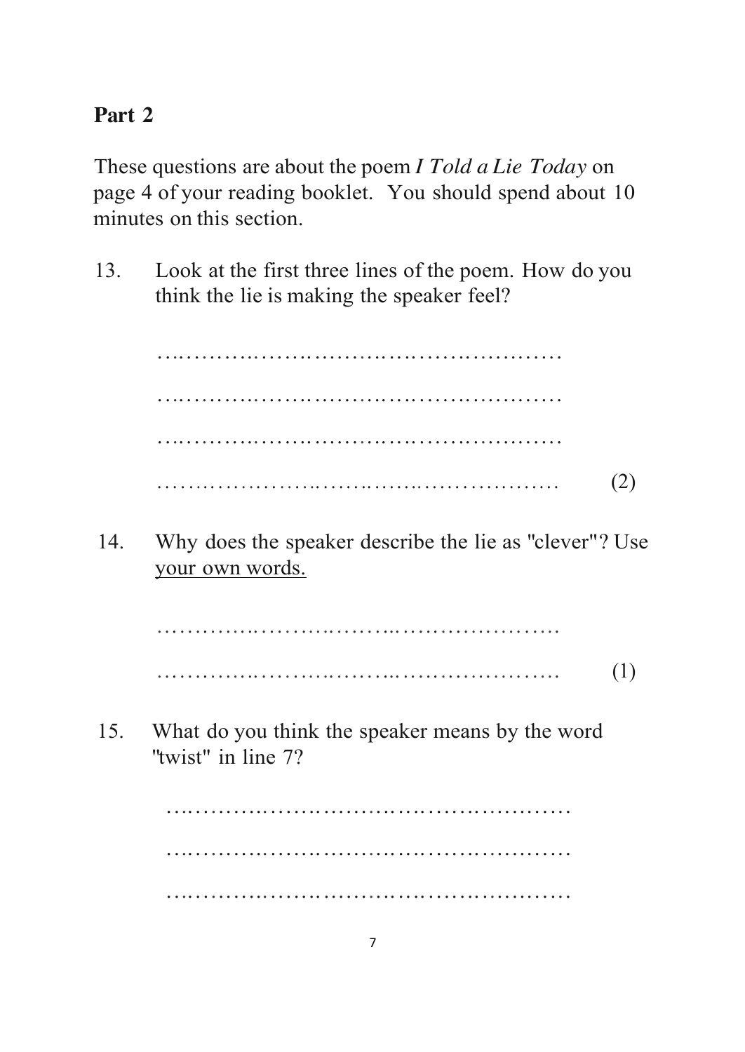## Part 2

These questions are about the poem *I Told a Lie Today* on page 4 of your reading booklet. You should spend about 10 minutes on this section.

13. Look at the first three lines of the poem. How do you think the lie is making the speaker feel?

……………………………………………………

……………………………………………………

……………………………………………………

…………………………………………………… (2)

14. Why does the speaker describe the lie as "clever"? Use <u>your own words.</u>

……………………………………………………

…………………………………………………… (1)

15. What do you think the speaker means by the word "twist" in line 7?

……………………………………………………

……………………………………………………

……………………………………………………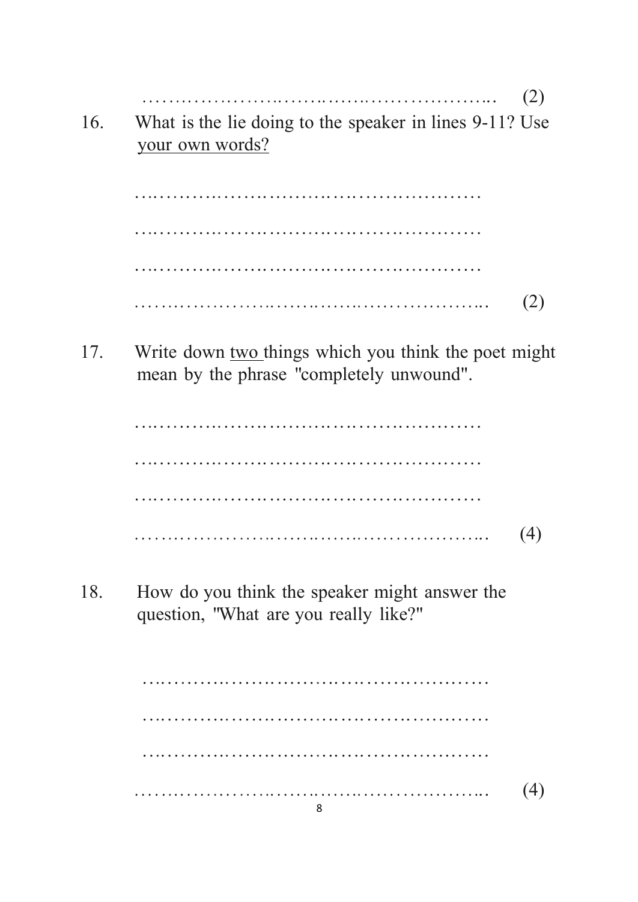……………………………………………………… (2)

16. What is the lie doing to the speaker in lines 9-11? Use <u>your own words?</u>

………………………………………………

………………………………………………

………………………………………………

……………………………………………… (2)

17. Write down <u>two</u> things which you think the poet might mean by the phrase "completely unwound".

………………………………………………

………………………………………………

………………………………………………

……………………………………………… (4)

18. How do you think the speaker might answer the question, "What are you really like?"

………………………………………………

………………………………………………

………………………………………………

……………………………………………… (4)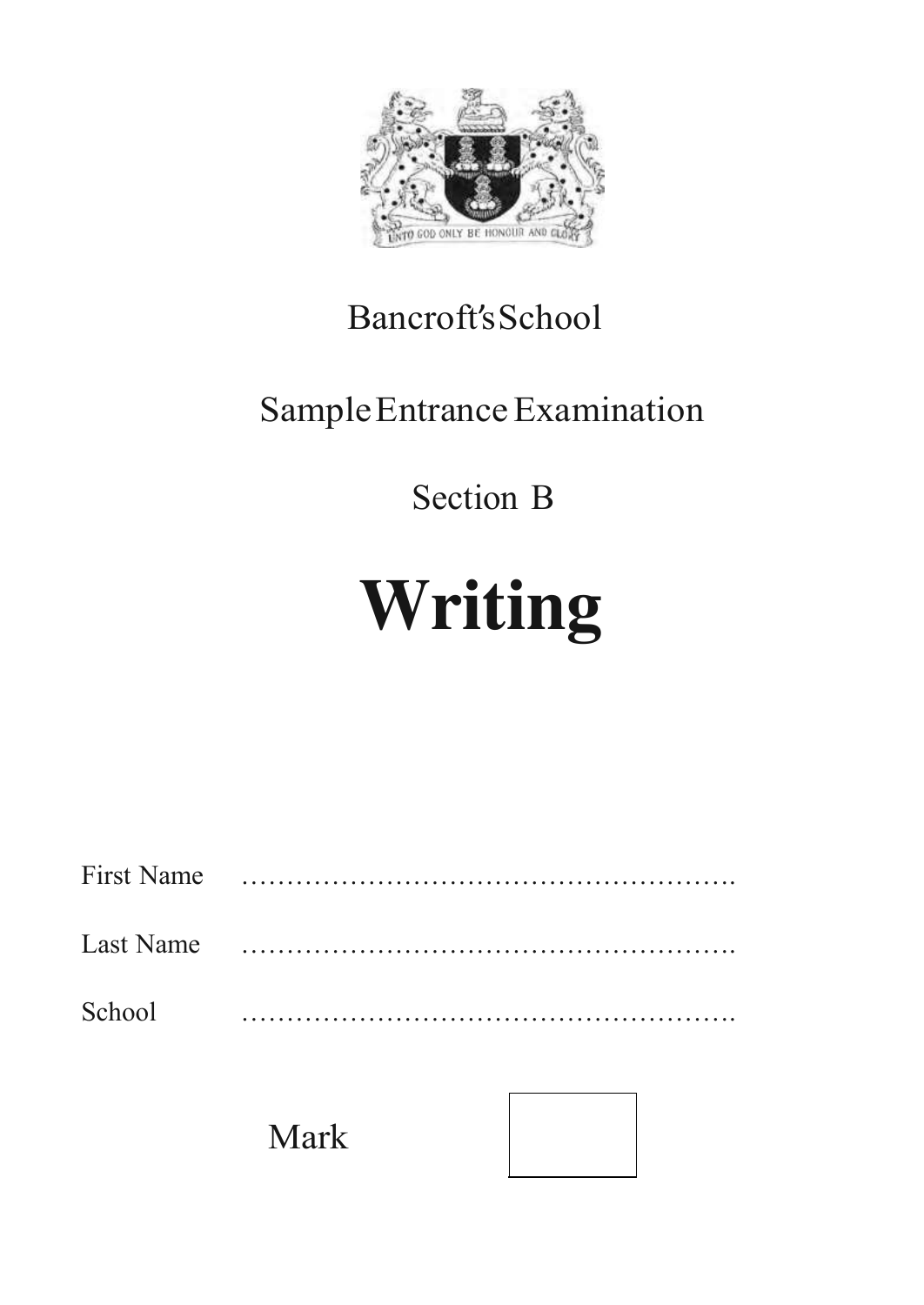UNTO GOD ONLY BE HONOUR AND GLORY

Bancroft's School

Sample Entrance Examination

Section B

# Writing

First Name ……………………………………………….

Last Name ……………………………………………….

School ……………………………………………….

Mark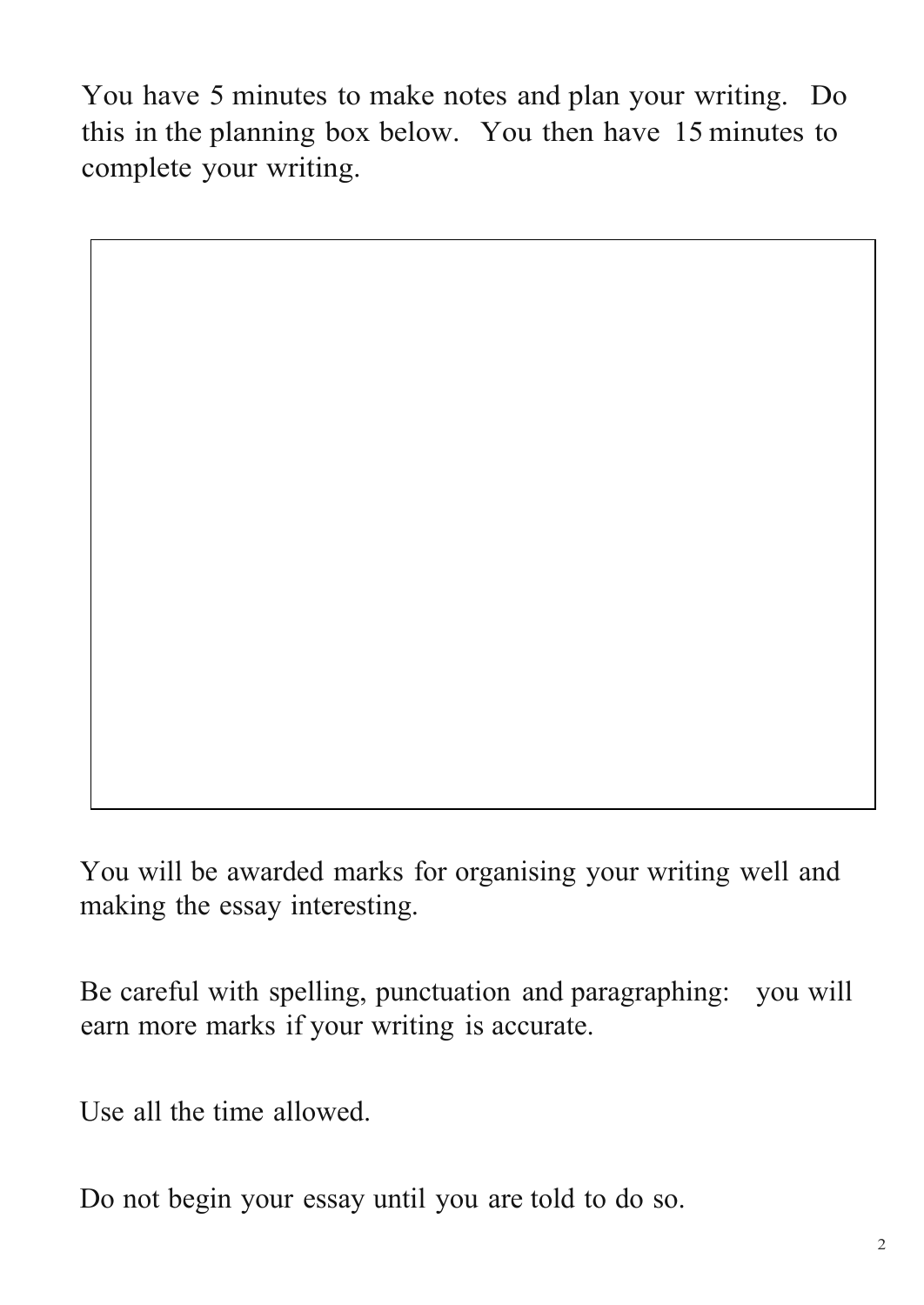You have 5 minutes to make notes and plan your writing. Do this in the planning box below. You then have 15 minutes to complete your writing.

You will be awarded marks for organising your writing well and making the essay interesting.

Be careful with spelling, punctuation and paragraphing: you will earn more marks if your writing is accurate.

Use all the time allowed.

Do not begin your essay until you are told to do so.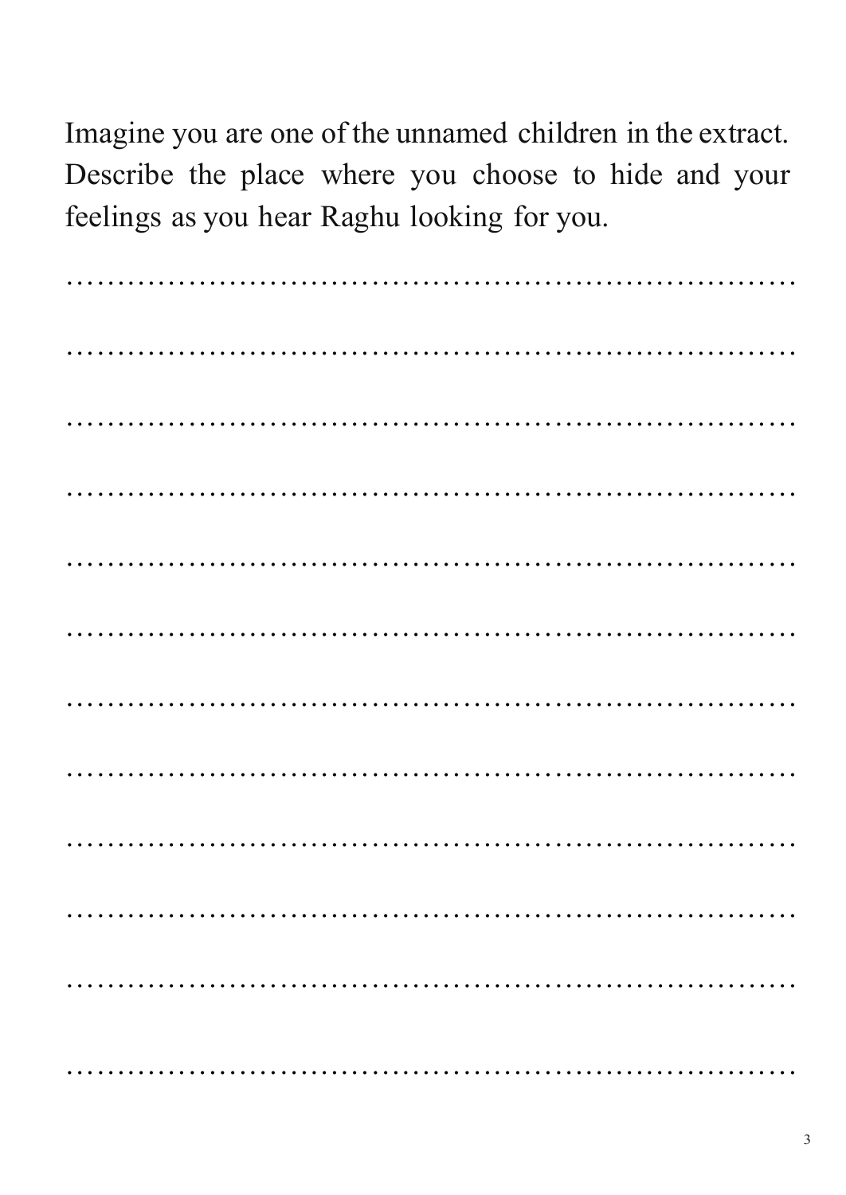Imagine you are one of the unnamed children in the extract. Describe the place where you choose to hide and your feelings as you hear Raghu looking for you.

…………………………………………………………………

…………………………………………………………………

…………………………………………………………………

…………………………………………………………………

…………………………………………………………………

…………………………………………………………………

…………………………………………………………………

…………………………………………………………………

…………………………………………………………………

…………………………………………………………………

…………………………………………………………………

…………………………………………………………………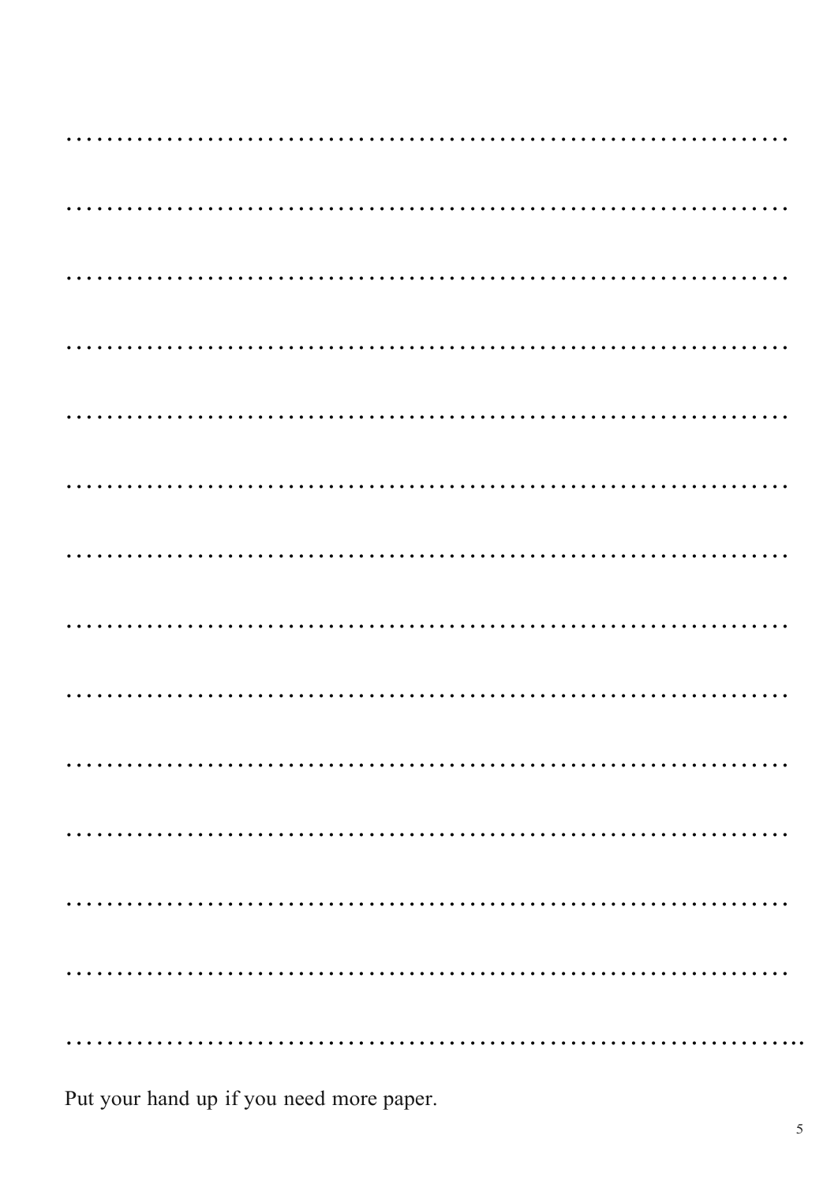Put your hand up if you need more paper.